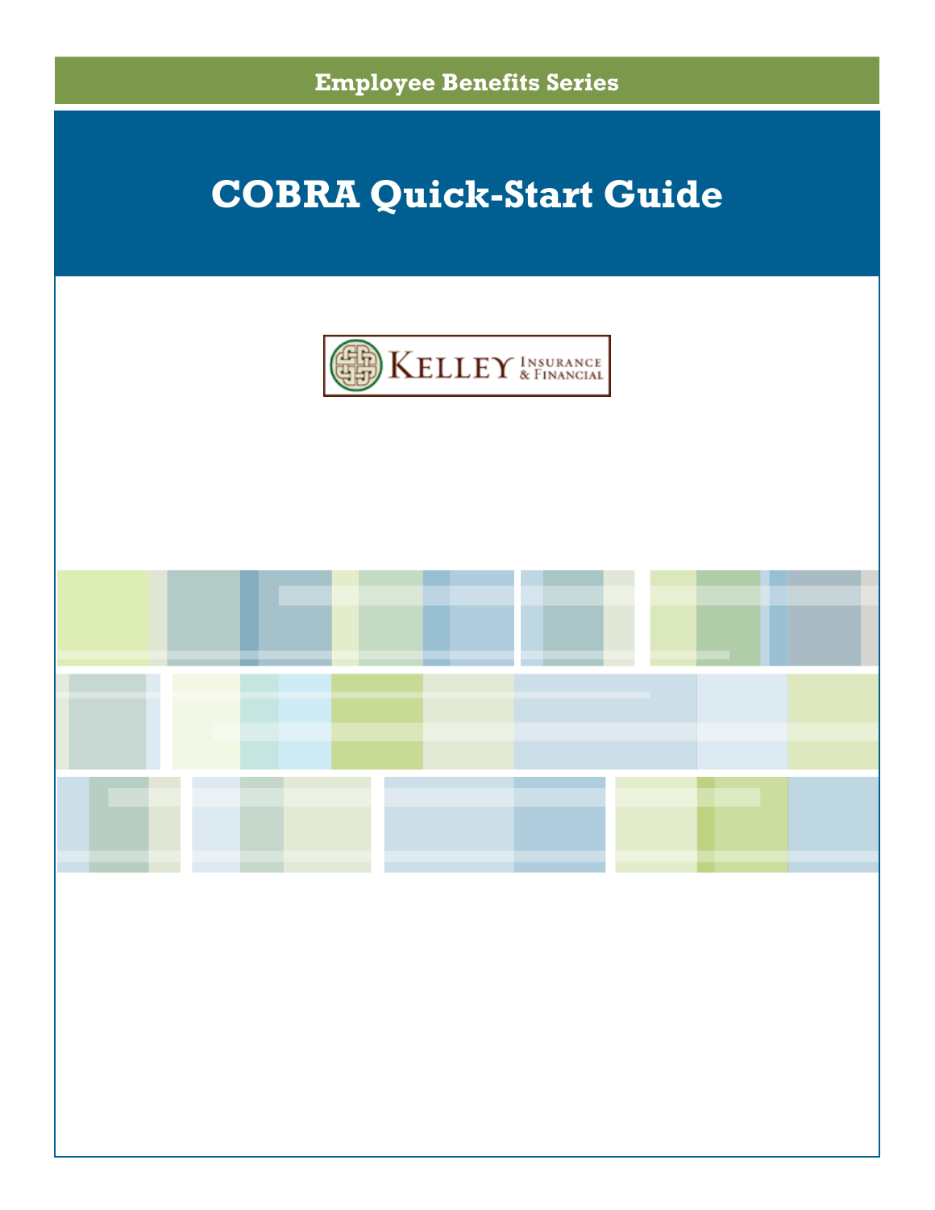Employee Benefits Series

# COBRA Quick-Start Guide

KELLEY INSURANCE & FINANCIAL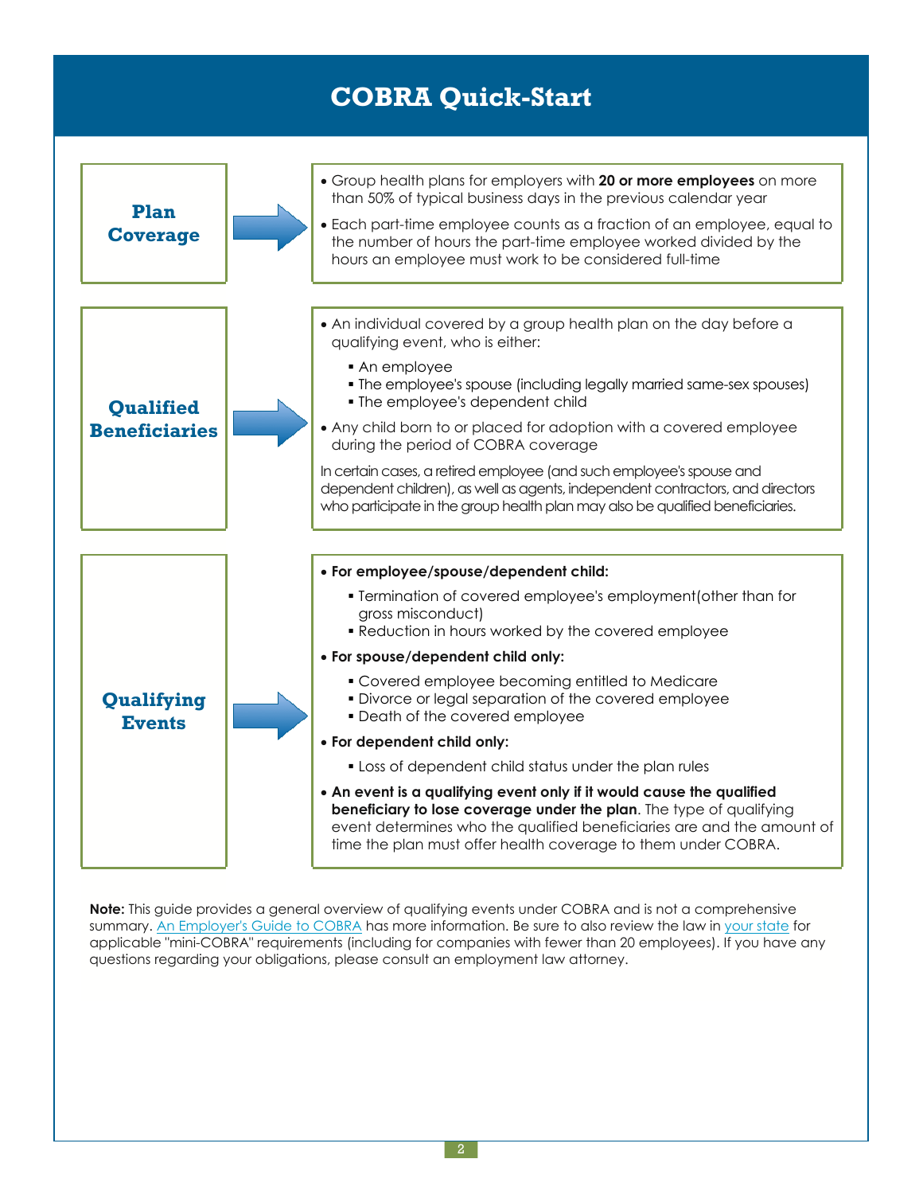# COBRA Quick-Start

## Plan Coverage

- Group health plans for employers with **20 or more employees** on more than 50% of typical business days in the previous calendar year
- Each part-time employee counts as a fraction of an employee, equal to the number of hours the part-time employee worked divided by the hours an employee must work to be considered full-time

## Qualified Beneficiaries

- An individual covered by a group health plan on the day before a qualifying event, who is either:
  - An employee
  - The employee's spouse (including legally married same-sex spouses)
  - The employee's dependent child
- Any child born to or placed for adoption with a covered employee during the period of COBRA coverage

In certain cases, a retired employee (and such employee's spouse and dependent children), as well as agents, independent contractors, and directors who participate in the group health plan may also be qualified beneficiaries.

## Qualifying Events

- **For employee/spouse/dependent child:**
  - Termination of covered employee's employment(other than for gross misconduct)
  - Reduction in hours worked by the covered employee
- **For spouse/dependent child only:**
  - Covered employee becoming entitled to Medicare
  - Divorce or legal separation of the covered employee
  - Death of the covered employee
- **For dependent child only:**
  - Loss of dependent child status under the plan rules
- **An event is a qualifying event only if it would cause the qualified beneficiary to lose coverage under the plan**. The type of qualifying event determines who the qualified beneficiaries are and the amount of time the plan must offer health coverage to them under COBRA.

**Note:** This guide provides a general overview of qualifying events under COBRA and is not a comprehensive summary. An Employer's Guide to COBRA has more information. Be sure to also review the law in your state for applicable "mini-COBRA" requirements (including for companies with fewer than 20 employees). If you have any questions regarding your obligations, please consult an employment law attorney.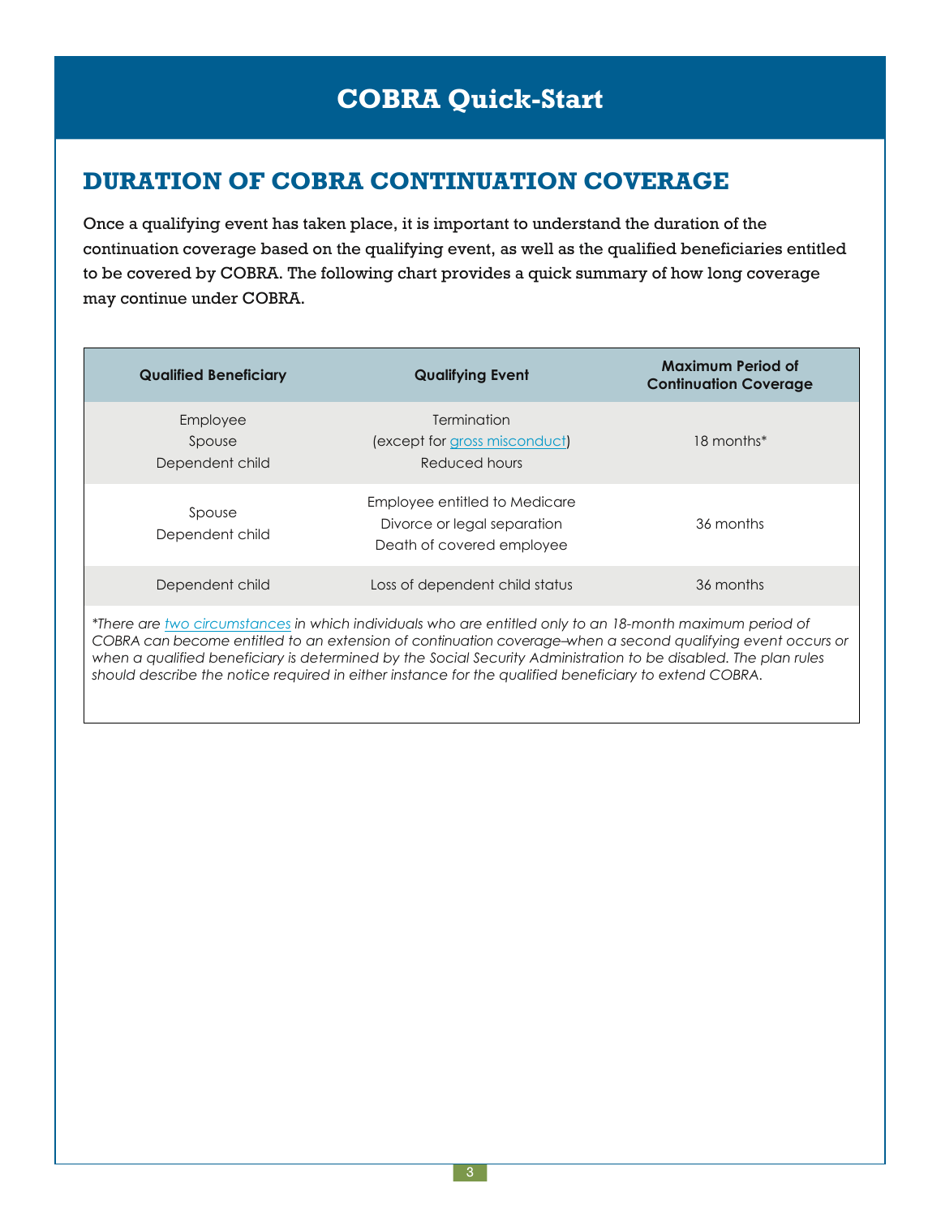# COBRA Quick-Start

## DURATION OF COBRA CONTINUATION COVERAGE

Once a qualifying event has taken place, it is important to understand the duration of the continuation coverage based on the qualifying event, as well as the qualified beneficiaries entitled to be covered by COBRA. The following chart provides a quick summary of how long coverage may continue under COBRA.

| Qualified Beneficiary | Qualifying Event | Maximum Period of Continuation Coverage |
|---|---|---|
| Employee<br>Spouse<br>Dependent child | Termination<br>(except for gross misconduct)<br>Reduced hours | 18 months* |
| Spouse<br>Dependent child | Employee entitled to Medicare<br>Divorce or legal separation<br>Death of covered employee | 36 months |
| Dependent child | Loss of dependent child status | 36 months |

*\*There are two circumstances in which individuals who are entitled only to an 18-month maximum period of COBRA can become entitled to an extension of continuation coverage–when a second qualifying event occurs or when a qualified beneficiary is determined by the Social Security Administration to be disabled. The plan rules should describe the notice required in either instance for the qualified beneficiary to extend COBRA.*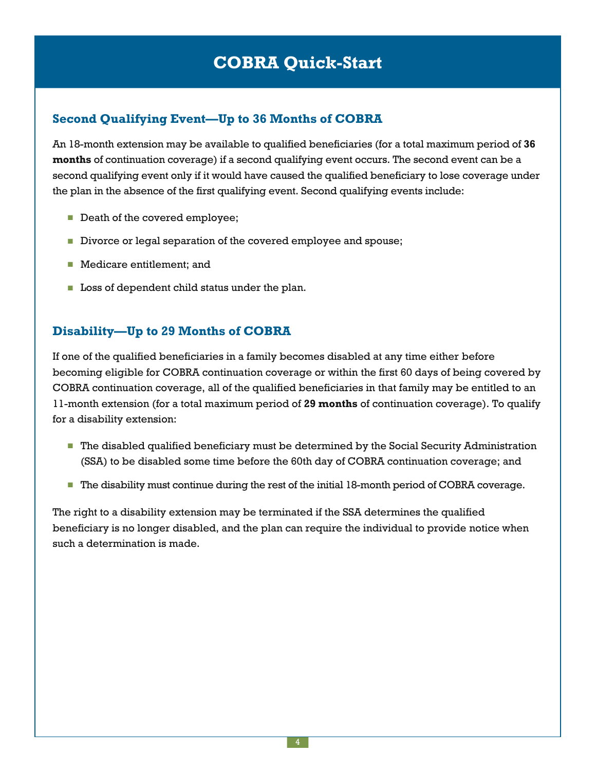# COBRA Quick-Start

## Second Qualifying Event—Up to 36 Months of COBRA

An 18-month extension may be available to qualified beneficiaries (for a total maximum period of **36 months** of continuation coverage) if a second qualifying event occurs. The second event can be a second qualifying event only if it would have caused the qualified beneficiary to lose coverage under the plan in the absence of the first qualifying event. Second qualifying events include:

- Death of the covered employee;
- Divorce or legal separation of the covered employee and spouse;
- Medicare entitlement; and
- Loss of dependent child status under the plan.

## Disability—Up to 29 Months of COBRA

If one of the qualified beneficiaries in a family becomes disabled at any time either before becoming eligible for COBRA continuation coverage or within the first 60 days of being covered by COBRA continuation coverage, all of the qualified beneficiaries in that family may be entitled to an 11-month extension (for a total maximum period of **29 months** of continuation coverage). To qualify for a disability extension:

- The disabled qualified beneficiary must be determined by the Social Security Administration (SSA) to be disabled some time before the 60th day of COBRA continuation coverage; and
- The disability must continue during the rest of the initial 18-month period of COBRA coverage.

The right to a disability extension may be terminated if the SSA determines the qualified beneficiary is no longer disabled, and the plan can require the individual to provide notice when such a determination is made.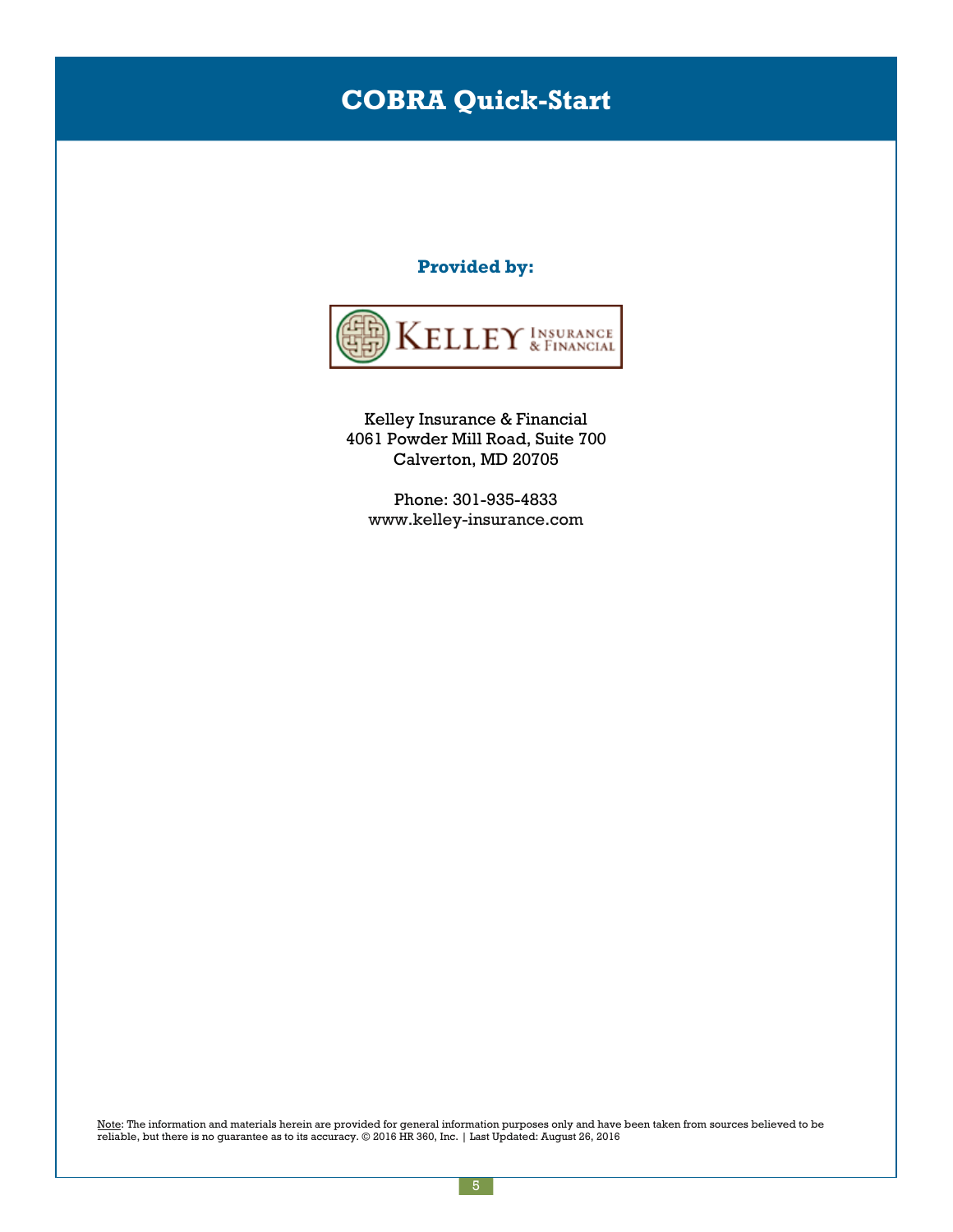# COBRA Quick-Start

**Provided by:**

Kelley Insurance & Financial
4061 Powder Mill Road, Suite 700
Calverton, MD 20705

Phone: 301-935-4833
www.kelley-insurance.com

Note: The information and materials herein are provided for general information purposes only and have been taken from sources believed to be reliable, but there is no guarantee as to its accuracy. © 2016 HR 360, Inc. | Last Updated: August 26, 2016